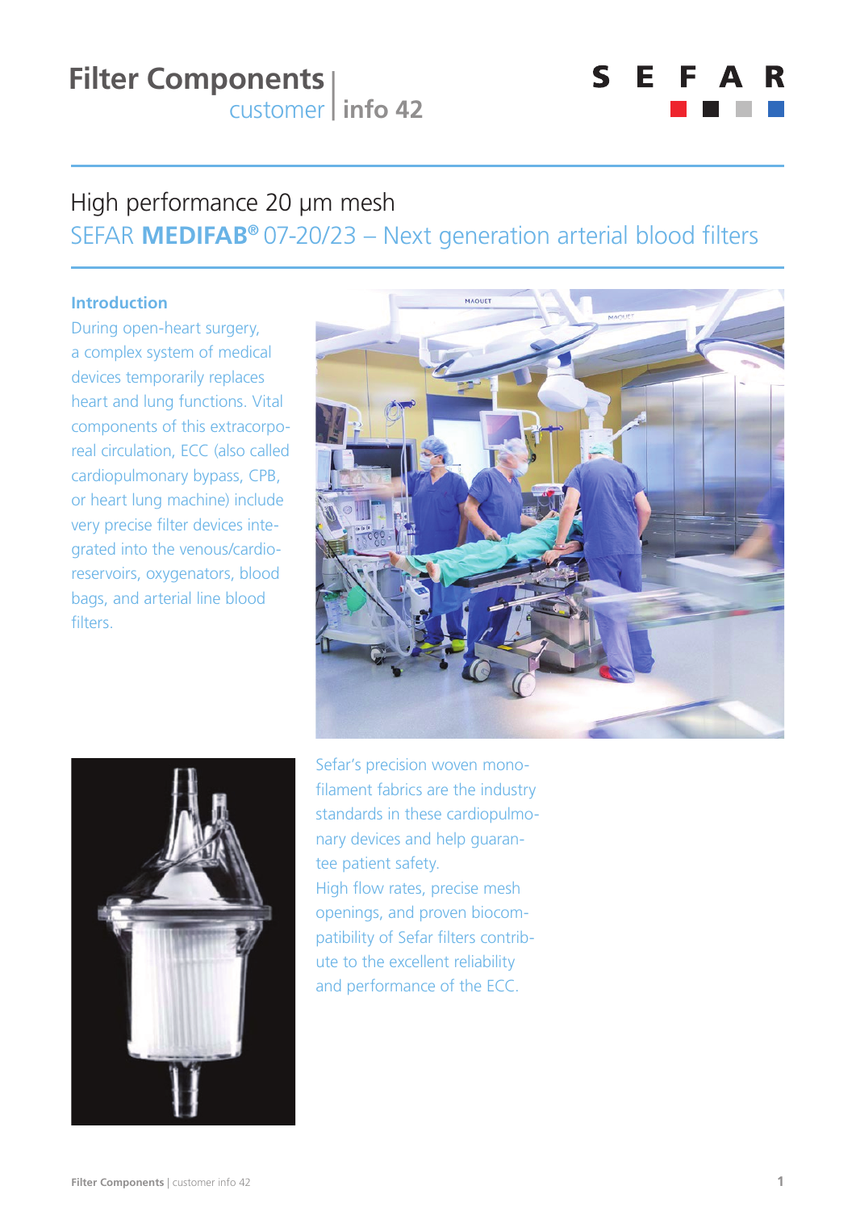# Filter Components | customer info 42

SEFAR

## High performance 20 µm mesh

## SEFAR **MEDIFAB®** 07-20/23 – Next generation arterial blood filters

### Introduction

During open-heart surgery, a complex system of medical devices temporarily replaces heart and lung functions. Vital components of this extracorporeal circulation, ECC (also called cardiopulmonary bypass, CPB, or heart lung machine) include very precise filter devices integrated into the venous/cardio-reservoirs, oxygenators, blood bags, and arterial line blood filters.

Sefar's precision woven monofilament fabrics are the industry standards in these cardiopulmonary devices and help guarantee patient safety.
High flow rates, precise mesh openings, and proven biocompatibility of Sefar filters contribute to the excellent reliability and performance of the ECC.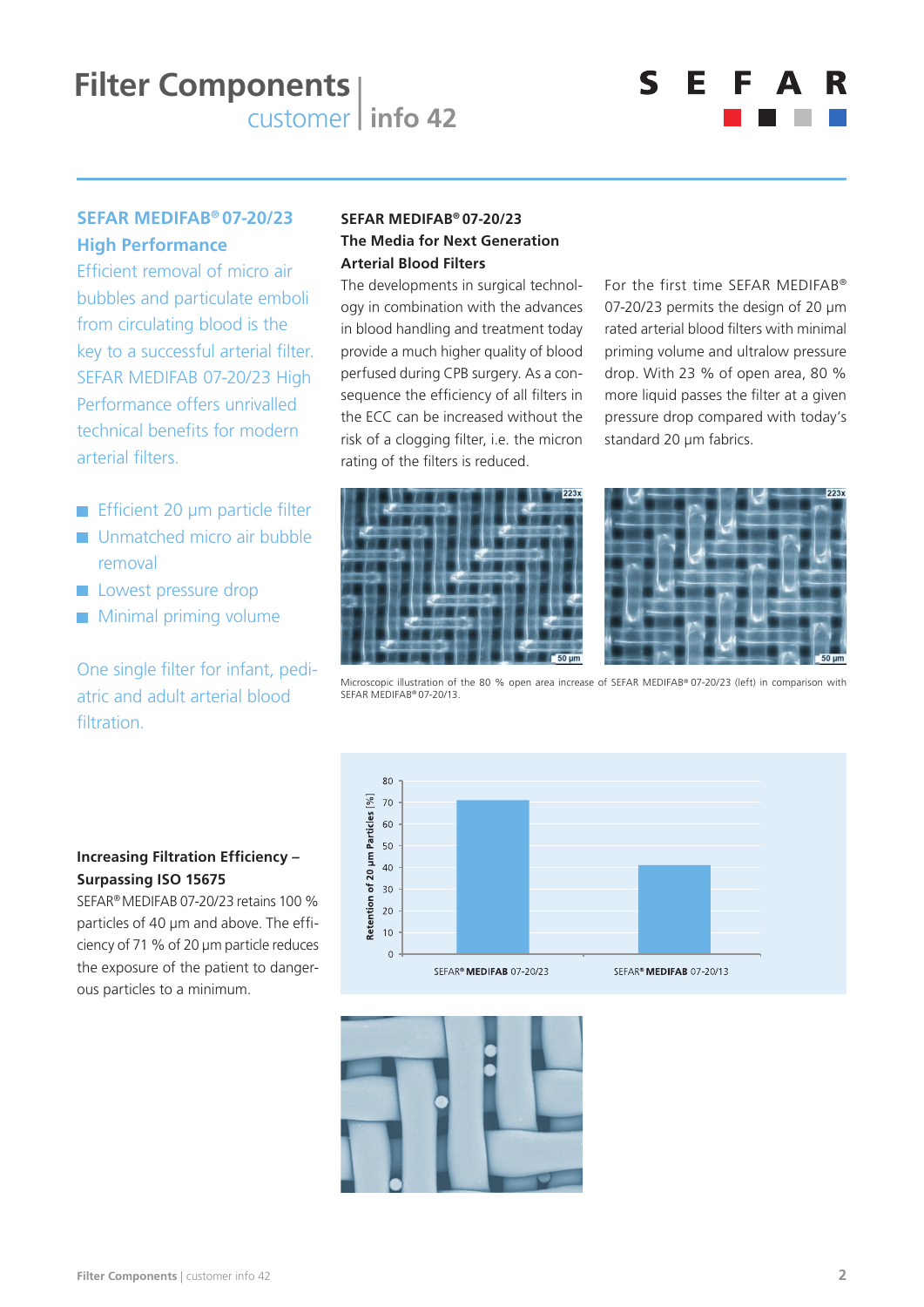## SEFAR MEDIFAB® 07-20/23 High Performance

Efficient removal of micro air bubbles and particulate emboli from circulating blood is the key to a successful arterial filter. SEFAR MEDIFAB 07-20/23 High Performance offers unrivalled technical benefits for modern arterial filters.

- Efficient 20 µm particle filter
- Unmatched micro air bubble removal
- Lowest pressure drop
- Minimal priming volume

One single filter for infant, pediatric and adult arterial blood filtration.

### SEFAR MEDIFAB® 07-20/23 The Media for Next Generation Arterial Blood Filters

The developments in surgical technology in combination with the advances in blood handling and treatment today provide a much higher quality of blood perfused during CPB surgery. As a consequence the efficiency of all filters in the ECC can be increased without the risk of a clogging filter, i.e. the micron rating of the filters is reduced.

For the first time SEFAR MEDIFAB® 07-20/23 permits the design of 20 µm rated arterial blood filters with minimal priming volume and ultralow pressure drop. With 23 % of open area, 80 % more liquid passes the filter at a given pressure drop compared with today's standard 20 µm fabrics.

Microscopic illustration of the 80 % open area increase of SEFAR MEDIFAB® 07-20/23 (left) in comparison with SEFAR MEDIFAB® 07-20/13.

### Increasing Filtration Efficiency – Surpassing ISO 15675

SEFAR® MEDIFAB 07-20/23 retains 100 % particles of 40 µm and above. The efficiency of 71 % of 20 µm particle reduces the exposure of the patient to dangerous particles to a minimum.

| | Retention of 20 µm Particles [%] |
|---|---|
| SEFAR® MEDIFAB 07-20/23 | ~71 |
| SEFAR® MEDIFAB 07-20/13 | ~41 |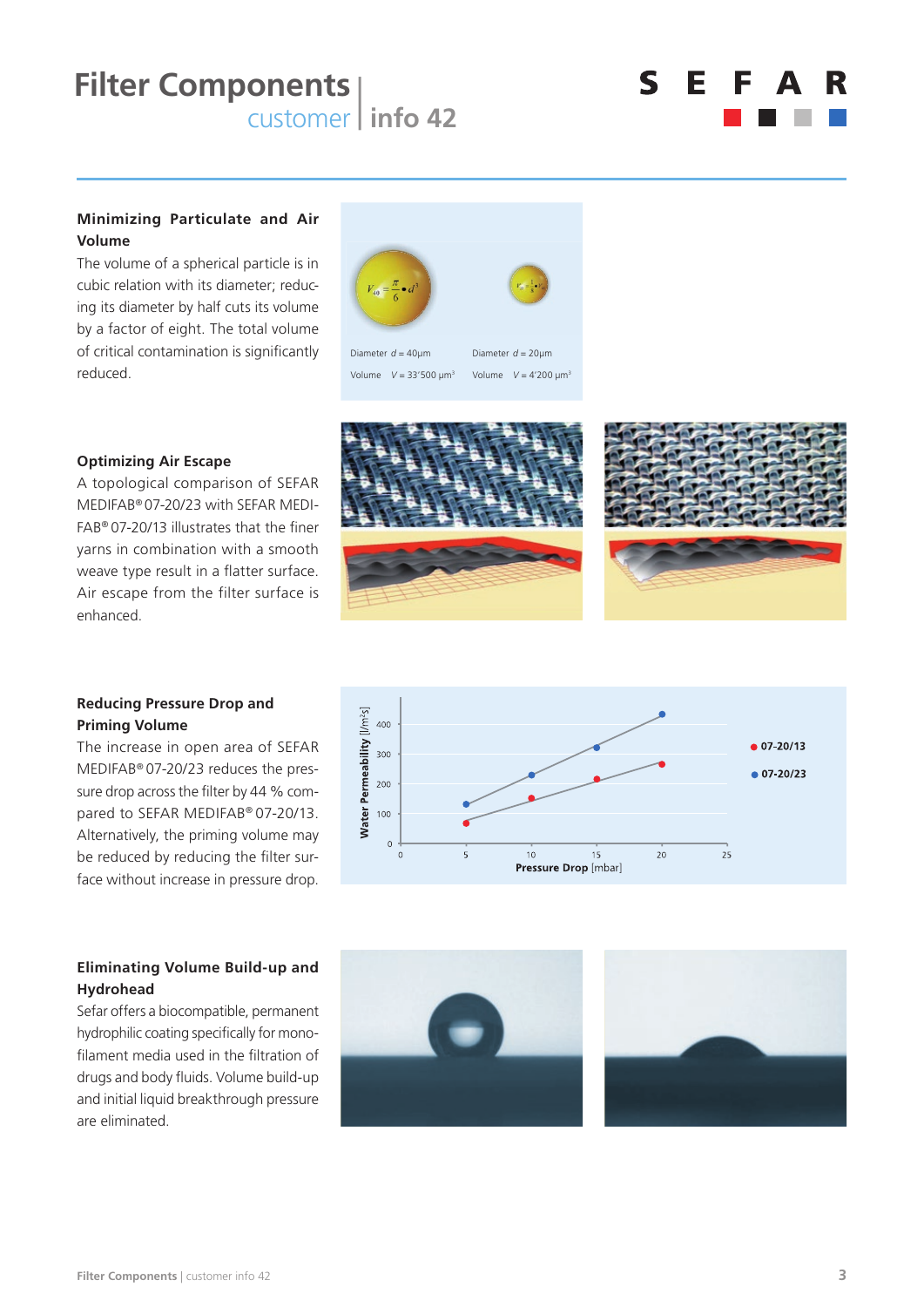# Filter Components

customer | info 42

### Minimizing Particulate and Air Volume

The volume of a spherical particle is in cubic relation with its diameter; reducing its diameter by half cuts its volume by a factor of eight. The total volume of critical contamination is significantly reduced.

$V_{40} = \frac{\pi}{6} \bullet d^3$

Diameter $d = 40\mu m$ Volume $V = 33'500\ \mu m^3$

Diameter $d = 20\mu m$ Volume $V = 4'200\ \mu m^3$

### Optimizing Air Escape

A topological comparison of SEFAR MEDIFAB® 07-20/23 with SEFAR MEDIFAB® 07-20/13 illustrates that the finer yarns in combination with a smooth weave type result in a flatter surface. Air escape from the filter surface is enhanced.

### Reducing Pressure Drop and Priming Volume

The increase in open area of SEFAR MEDIFAB® 07-20/23 reduces the pressure drop across the filter by 44 % compared to SEFAR MEDIFAB® 07-20/13. Alternatively, the priming volume may be reduced by reducing the filter surface without increase in pressure drop.

Water Permeability [l/m²s] vs. Pressure Drop [mbar]: ● 07-20/13 ● 07-20/23

### Eliminating Volume Build-up and Hydrohead

Sefar offers a biocompatible, permanent hydrophilic coating specifically for monofilament media used in the filtration of drugs and body fluids. Volume build-up and initial liquid breakthrough pressure are eliminated.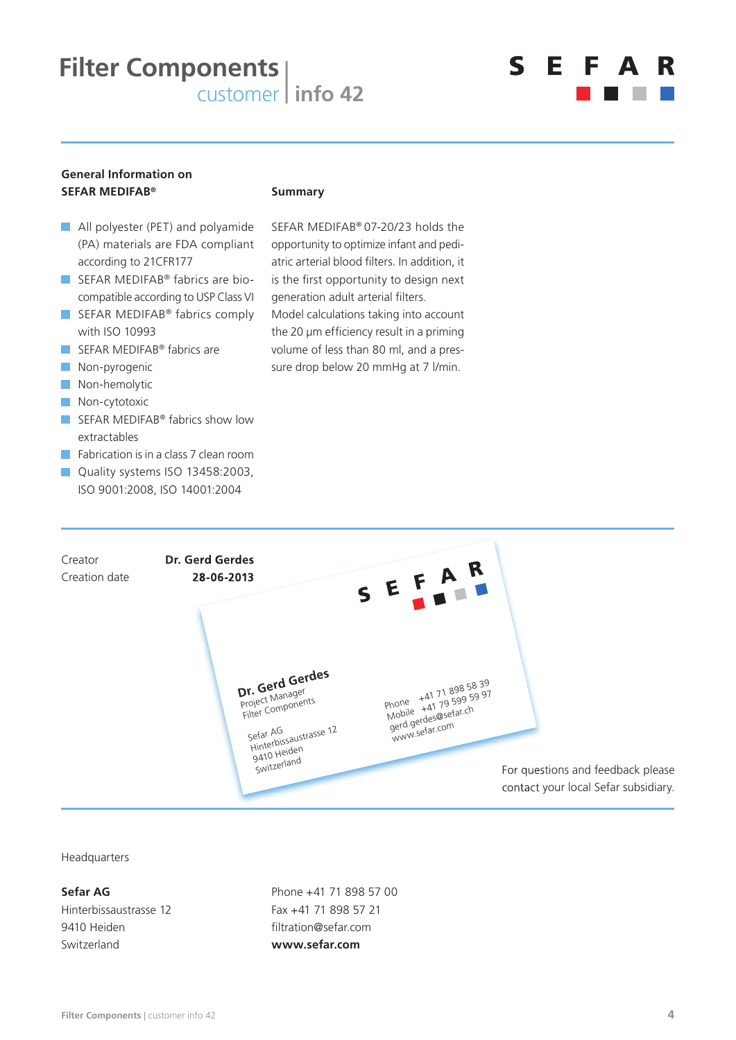# Filter Components
customer | info 42

## General Information on SEFAR MEDIFAB®

- All polyester (PET) and polyamide (PA) materials are FDA compliant according to 21CFR177
- SEFAR MEDIFAB® fabrics are biocompatible according to USP Class VI
- SEFAR MEDIFAB® fabrics comply with ISO 10993
- SEFAR MEDIFAB® fabrics are
- Non-pyrogenic
- Non-hemolytic
- Non-cytotoxic
- SEFAR MEDIFAB® fabrics show low extractables
- Fabrication is in a class 7 clean room
- Quality systems ISO 13458:2003, ISO 9001:2008, ISO 14001:2004

## Summary

SEFAR MEDIFAB® 07-20/23 holds the opportunity to optimize infant and pediatric arterial blood filters. In addition, it is the first opportunity to design next generation adult arterial filters. Model calculations taking into account the 20 µm efficiency result in a priming volume of less than 80 ml, and a pressure drop below 20 mmHg at 7 l/min.

Creator **Dr. Gerd Gerdes**
Creation date **28-06-2013**

**Dr. Gerd Gerdes**
Project Manager
Filter Components

Sefar AG
Hinterbissaustrasse 12
9410 Heiden
Switzerland

Phone +41 71 898 58 39
Mobile +41 79 599 59 97
gerd.gerdes@sefar.ch
www.sefar.com

For questions and feedback please contact your local Sefar subsidiary.

Headquarters

**Sefar AG**
Hinterbissaustrasse 12
9410 Heiden
Switzerland

Phone +41 71 898 57 00
Fax +41 71 898 57 21
filtration@sefar.com
**www.sefar.com**